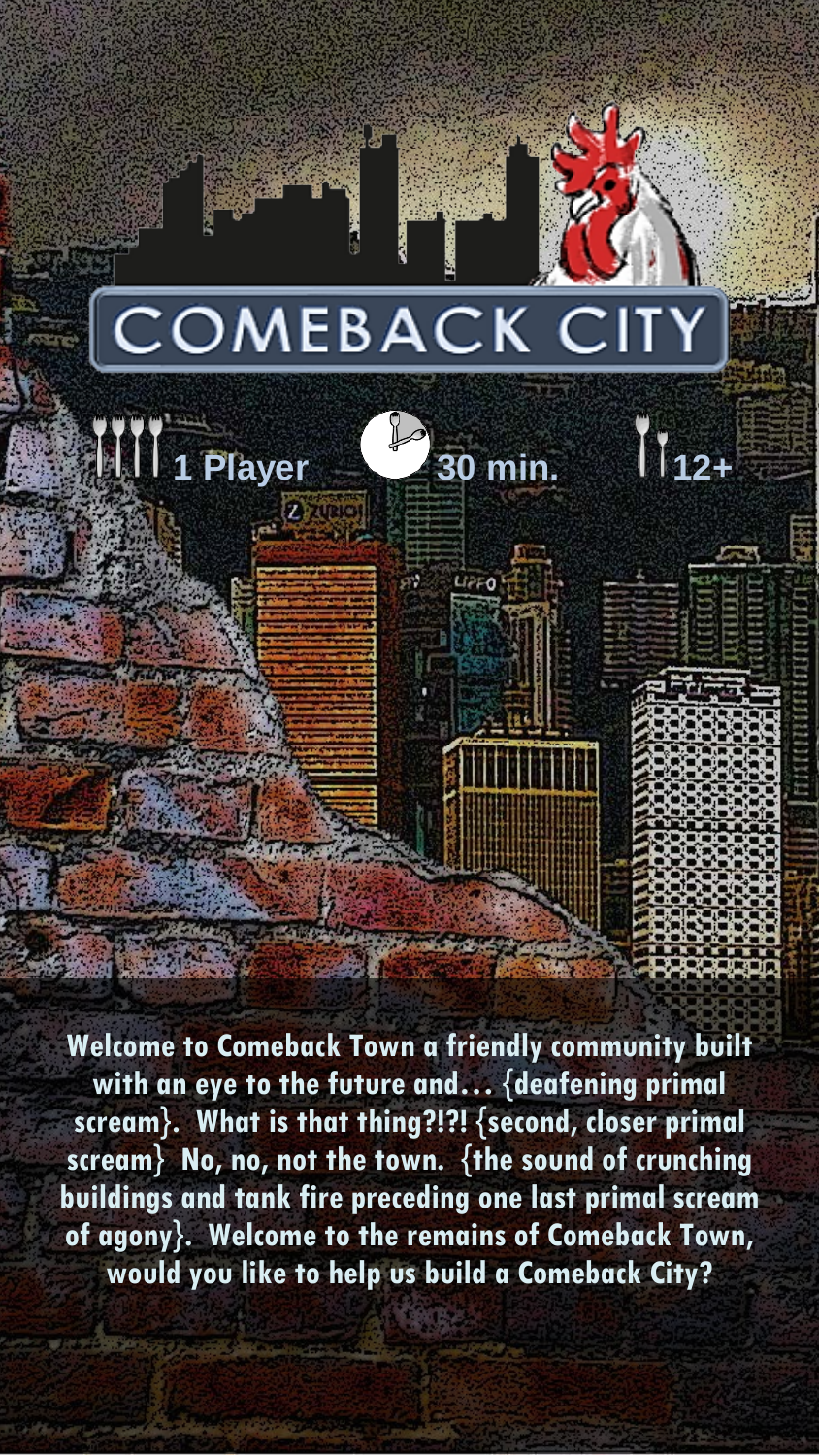# COMEBACK CITY

1 Player | 30 min. | 12+

**Welcome to Comeback Town a friendly community built with an eye to the future and… {deafening primal scream}. What is that thing?!?! {second, closer primal scream} No, no, not the town. {the sound of crunching buildings and tank fire preceding one last primal scream of agony}. Welcome to the remains of Comeback Town, would you like to help us build a Comeback City?**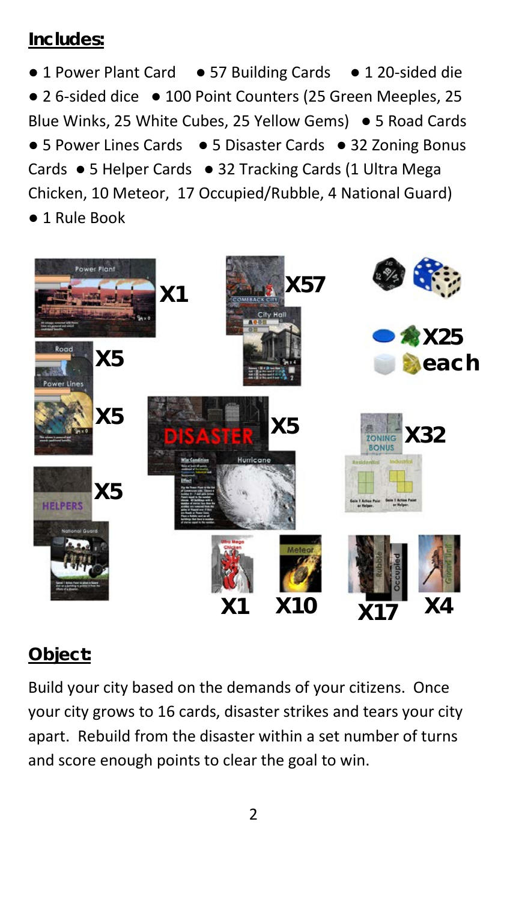## Includes:

● 1 Power Plant Card ● 57 Building Cards ● 1 20-sided die ● 2 6-sided dice ● 100 Point Counters (25 Green Meeples, 25 Blue Winks, 25 White Cubes, 25 Yellow Gems) ● 5 Road Cards ● 5 Power Lines Cards ● 5 Disaster Cards ● 32 Zoning Bonus Cards ● 5 Helper Cards ● 32 Tracking Cards (1 Ultra Mega Chicken, 10 Meteor, 17 Occupied/Rubble, 4 National Guard)
● 1 Rule Book

## Object:

Build your city based on the demands of your citizens. Once your city grows to 16 cards, disaster strikes and tears your city apart. Rebuild from the disaster within a set number of turns and score enough points to clear the goal to win.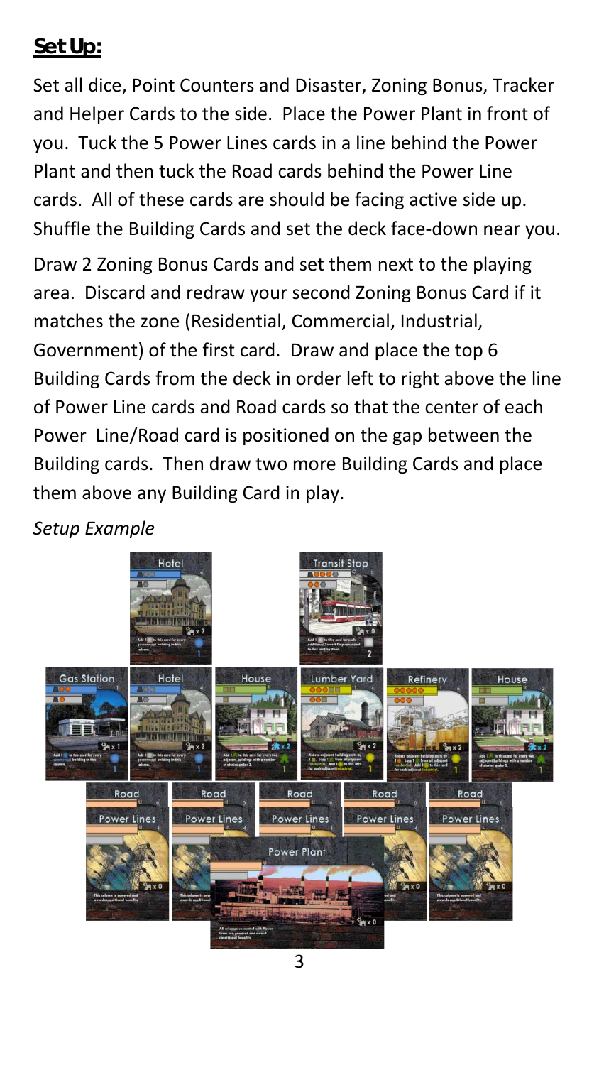## **Set Up:**

Set all dice, Point Counters and Disaster, Zoning Bonus, Tracker and Helper Cards to the side. Place the Power Plant in front of you. Tuck the 5 Power Lines cards in a line behind the Power Plant and then tuck the Road cards behind the Power Line cards. All of these cards are should be facing active side up. Shuffle the Building Cards and set the deck face-down near you.

Draw 2 Zoning Bonus Cards and set them next to the playing area. Discard and redraw your second Zoning Bonus Card if it matches the zone (Residential, Commercial, Industrial, Government) of the first card. Draw and place the top 6 Building Cards from the deck in order left to right above the line of Power Line cards and Road cards so that the center of each Power Line/Road card is positioned on the gap between the Building cards. Then draw two more Building Cards and place them above any Building Card in play.

*Setup Example*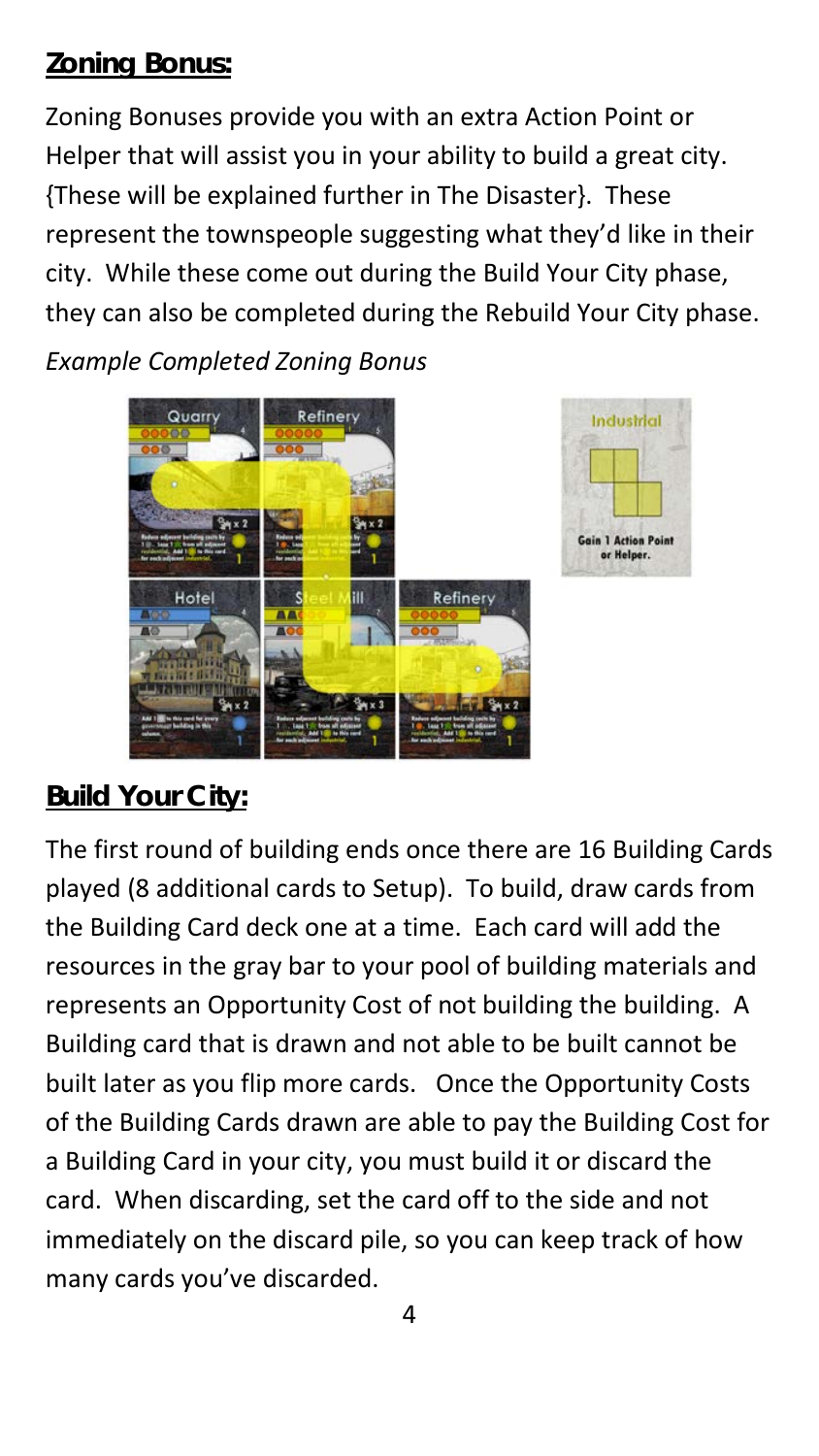## Zoning Bonus:

Zoning Bonuses provide you with an extra Action Point or Helper that will assist you in your ability to build a great city. {These will be explained further in The Disaster}. These represent the townspeople suggesting what they'd like in their city. While these come out during the Build Your City phase, they can also be completed during the Rebuild Your City phase.

*Example Completed Zoning Bonus*

## Build Your City:

The first round of building ends once there are 16 Building Cards played (8 additional cards to Setup). To build, draw cards from the Building Card deck one at a time. Each card will add the resources in the gray bar to your pool of building materials and represents an Opportunity Cost of not building the building. A Building card that is drawn and not able to be built cannot be built later as you flip more cards. Once the Opportunity Costs of the Building Cards drawn are able to pay the Building Cost for a Building Card in your city, you must build it or discard the card. When discarding, set the card off to the side and not immediately on the discard pile, so you can keep track of how many cards you've discarded.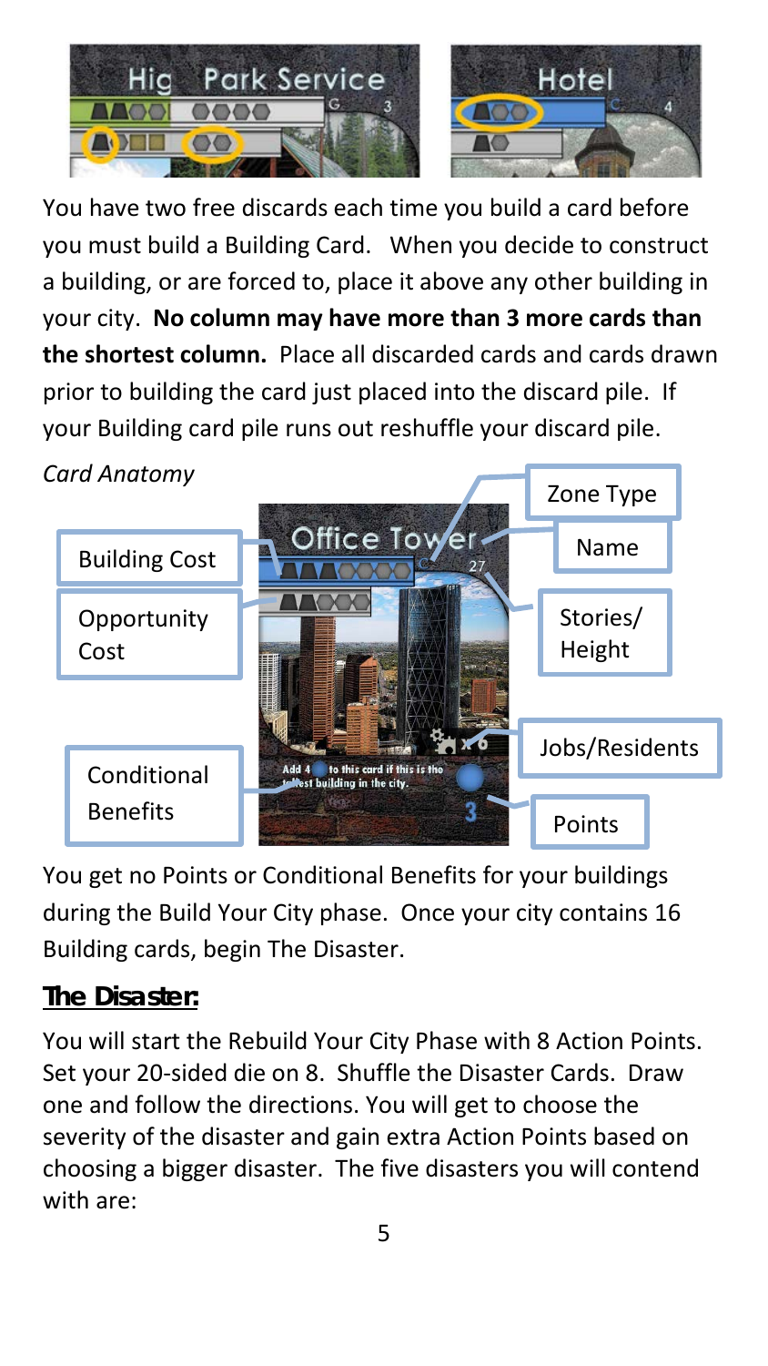You have two free discards each time you build a card before you must build a Building Card. When you decide to construct a building, or are forced to, place it above any other building in your city. **No column may have more than 3 more cards than the shortest column.** Place all discarded cards and cards drawn prior to building the card just placed into the discard pile. If your Building card pile runs out reshuffle your discard pile.

*Card Anatomy*

Zone Type

Building Cost

Name

Opportunity Cost

Stories/ Height

Jobs/Residents

Conditional Benefits

Points

You get no Points or Conditional Benefits for your buildings during the Build Your City phase. Once your city contains 16 Building cards, begin The Disaster.

## The Disaster:

You will start the Rebuild Your City Phase with 8 Action Points. Set your 20-sided die on 8. Shuffle the Disaster Cards. Draw one and follow the directions. You will get to choose the severity of the disaster and gain extra Action Points based on choosing a bigger disaster. The five disasters you will contend with are: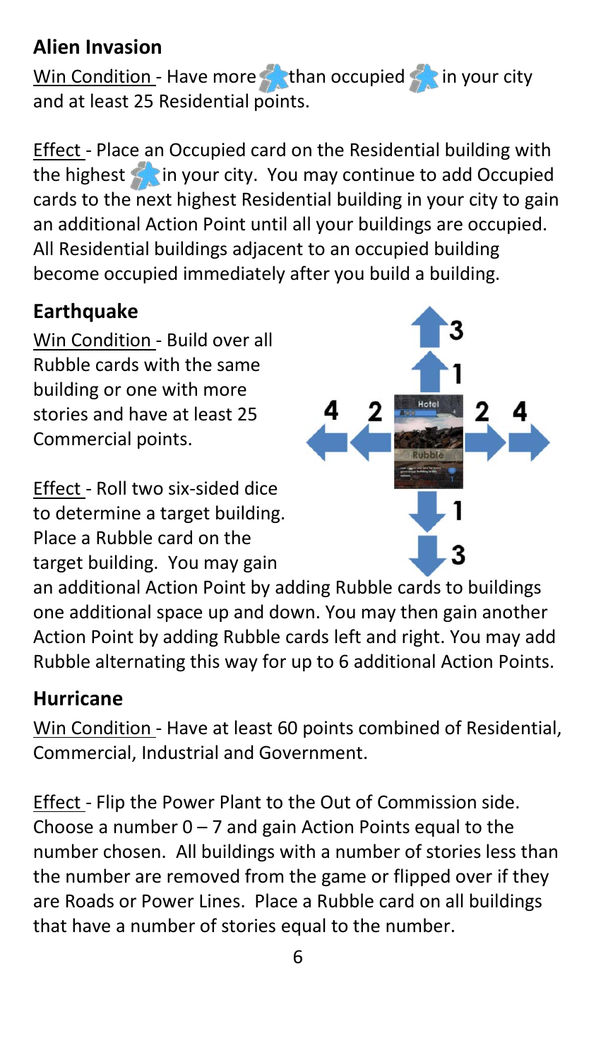## Alien Invasion

Win Condition - Have more than occupied in your city and at least 25 Residential points.

Effect - Place an Occupied card on the Residential building with the highest in your city. You may continue to add Occupied cards to the next highest Residential building in your city to gain an additional Action Point until all your buildings are occupied. All Residential buildings adjacent to an occupied building become occupied immediately after you build a building.

## Earthquake

Win Condition - Build over all Rubble cards with the same building or one with more stories and have at least 25 Commercial points.

Effect - Roll two six-sided dice to determine a target building. Place a Rubble card on the target building. You may gain an additional Action Point by adding Rubble cards to buildings one additional space up and down. You may then gain another Action Point by adding Rubble cards left and right. You may add Rubble alternating this way for up to 6 additional Action Points.

## Hurricane

Win Condition - Have at least 60 points combined of Residential, Commercial, Industrial and Government.

Effect - Flip the Power Plant to the Out of Commission side. Choose a number 0 – 7 and gain Action Points equal to the number chosen. All buildings with a number of stories less than the number are removed from the game or flipped over if they are Roads or Power Lines. Place a Rubble card on all buildings that have a number of stories equal to the number.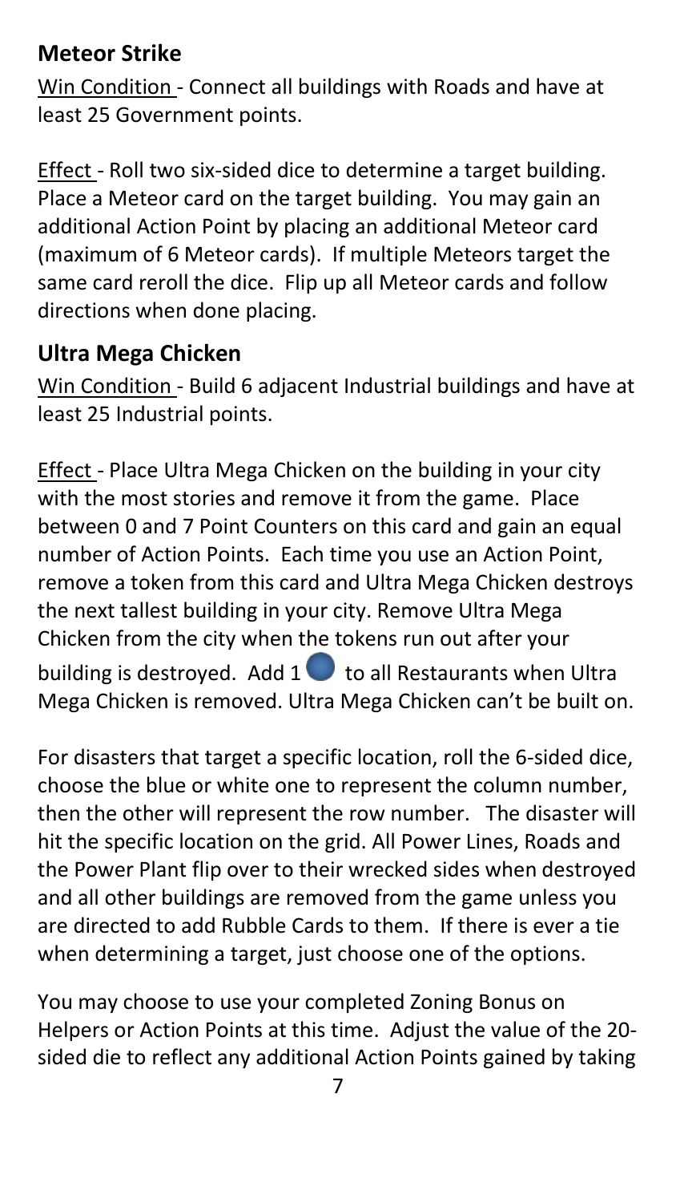### Meteor Strike

Win Condition - Connect all buildings with Roads and have at least 25 Government points.

Effect - Roll two six-sided dice to determine a target building. Place a Meteor card on the target building. You may gain an additional Action Point by placing an additional Meteor card (maximum of 6 Meteor cards). If multiple Meteors target the same card reroll the dice. Flip up all Meteor cards and follow directions when done placing.

### Ultra Mega Chicken

Win Condition - Build 6 adjacent Industrial buildings and have at least 25 Industrial points.

Effect - Place Ultra Mega Chicken on the building in your city with the most stories and remove it from the game. Place between 0 and 7 Point Counters on this card and gain an equal number of Action Points. Each time you use an Action Point, remove a token from this card and Ultra Mega Chicken destroys the next tallest building in your city. Remove Ultra Mega Chicken from the city when the tokens run out after your building is destroyed. Add 1 ● to all Restaurants when Ultra Mega Chicken is removed. Ultra Mega Chicken can't be built on.

For disasters that target a specific location, roll the 6-sided dice, choose the blue or white one to represent the column number, then the other will represent the row number. The disaster will hit the specific location on the grid. All Power Lines, Roads and the Power Plant flip over to their wrecked sides when destroyed and all other buildings are removed from the game unless you are directed to add Rubble Cards to them. If there is ever a tie when determining a target, just choose one of the options.

You may choose to use your completed Zoning Bonus on Helpers or Action Points at this time. Adjust the value of the 20-sided die to reflect any additional Action Points gained by taking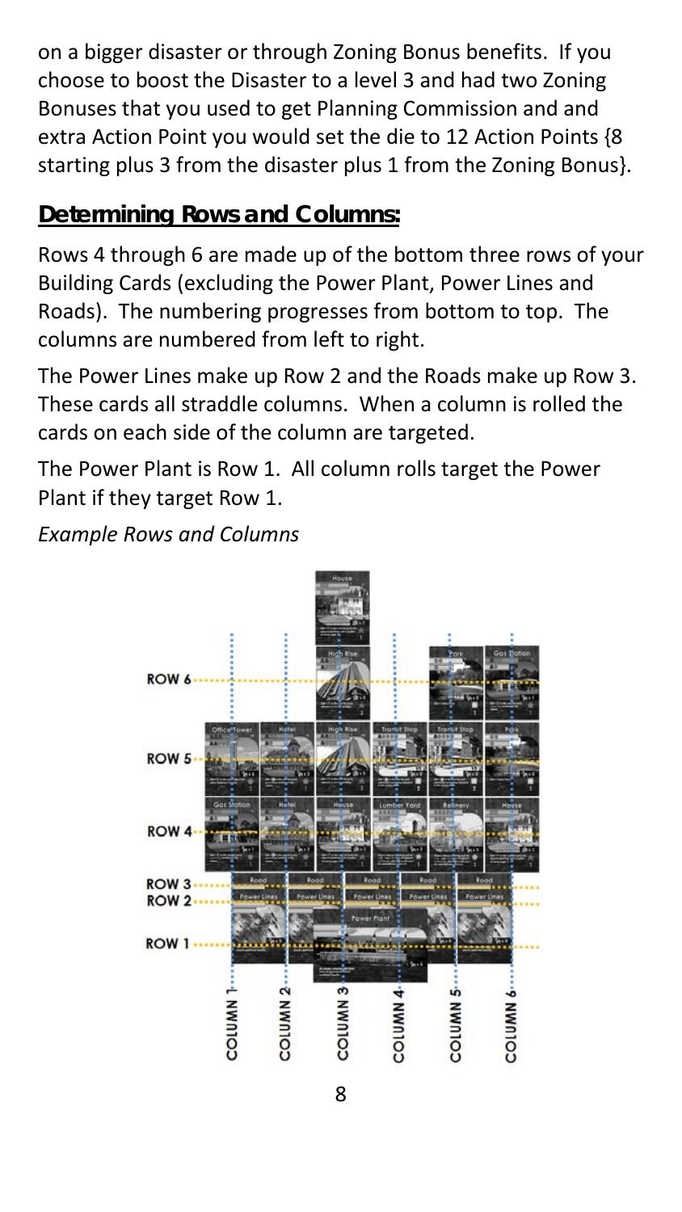on a bigger disaster or through Zoning Bonus benefits. If you choose to boost the Disaster to a level 3 and had two Zoning Bonuses that you used to get Planning Commission and and extra Action Point you would set the die to 12 Action Points {8 starting plus 3 from the disaster plus 1 from the Zoning Bonus}.

## Determining Rows and Columns:

Rows 4 through 6 are made up of the bottom three rows of your Building Cards (excluding the Power Plant, Power Lines and Roads). The numbering progresses from bottom to top. The columns are numbered from left to right.

The Power Lines make up Row 2 and the Roads make up Row 3. These cards all straddle columns. When a column is rolled the cards on each side of the column are targeted.

The Power Plant is Row 1. All column rolls target the Power Plant if they target Row 1.

*Example Rows and Columns*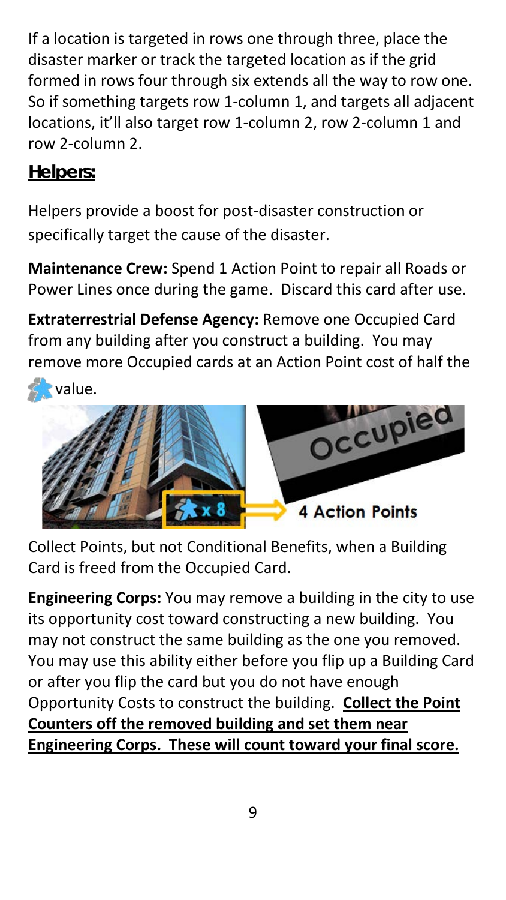If a location is targeted in rows one through three, place the disaster marker or track the targeted location as if the grid formed in rows four through six extends all the way to row one. So if something targets row 1-column 1, and targets all adjacent locations, it'll also target row 1-column 2, row 2-column 1 and row 2-column 2.

## Helpers:

Helpers provide a boost for post-disaster construction or specifically target the cause of the disaster.

**Maintenance Crew:** Spend 1 Action Point to repair all Roads or Power Lines once during the game. Discard this card after use.

**Extraterrestrial Defense Agency:** Remove one Occupied Card from any building after you construct a building. You may remove more Occupied cards at an Action Point cost of half the value.

x 8 → 4 Action Points

Collect Points, but not Conditional Benefits, when a Building Card is freed from the Occupied Card.

**Engineering Corps:** You may remove a building in the city to use its opportunity cost toward constructing a new building. You may not construct the same building as the one you removed. You may use this ability either before you flip up a Building Card or after you flip the card but you do not have enough Opportunity Costs to construct the building. **Collect the Point Counters off the removed building and set them near Engineering Corps. These will count toward your final score.**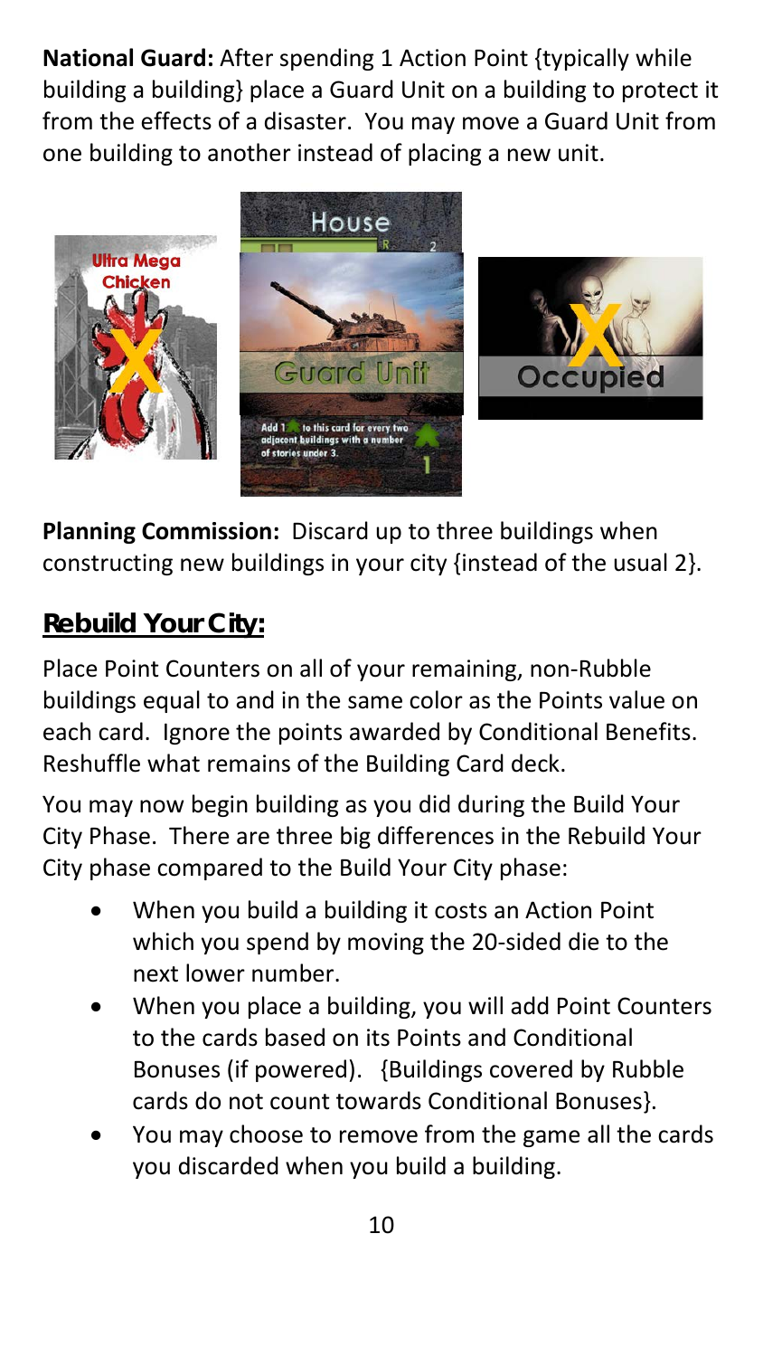**National Guard:** After spending 1 Action Point {typically while building a building} place a Guard Unit on a building to protect it from the effects of a disaster. You may move a Guard Unit from one building to another instead of placing a new unit.

**Planning Commission:** Discard up to three buildings when constructing new buildings in your city {instead of the usual 2}.

## Rebuild Your City:

Place Point Counters on all of your remaining, non-Rubble buildings equal to and in the same color as the Points value on each card. Ignore the points awarded by Conditional Benefits. Reshuffle what remains of the Building Card deck.

You may now begin building as you did during the Build Your City Phase. There are three big differences in the Rebuild Your City phase compared to the Build Your City phase:

- When you build a building it costs an Action Point which you spend by moving the 20-sided die to the next lower number.
- When you place a building, you will add Point Counters to the cards based on its Points and Conditional Bonuses (if powered). {Buildings covered by Rubble cards do not count towards Conditional Bonuses}.
- You may choose to remove from the game all the cards you discarded when you build a building.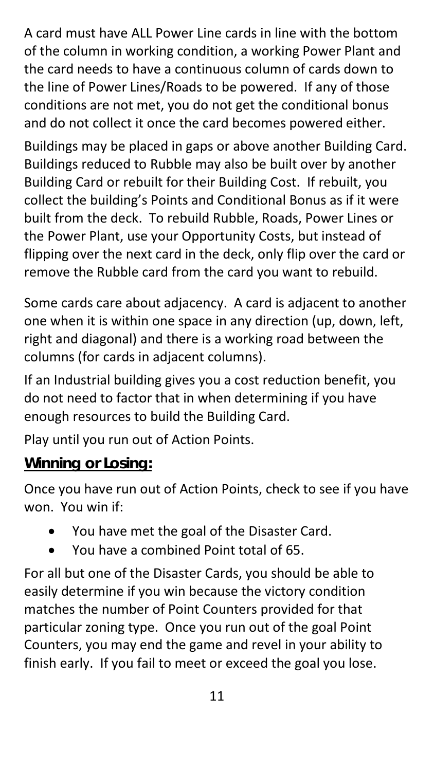A card must have ALL Power Line cards in line with the bottom of the column in working condition, a working Power Plant and the card needs to have a continuous column of cards down to the line of Power Lines/Roads to be powered. If any of those conditions are not met, you do not get the conditional bonus and do not collect it once the card becomes powered either.

Buildings may be placed in gaps or above another Building Card. Buildings reduced to Rubble may also be built over by another Building Card or rebuilt for their Building Cost. If rebuilt, you collect the building's Points and Conditional Bonus as if it were built from the deck. To rebuild Rubble, Roads, Power Lines or the Power Plant, use your Opportunity Costs, but instead of flipping over the next card in the deck, only flip over the card or remove the Rubble card from the card you want to rebuild.

Some cards care about adjacency. A card is adjacent to another one when it is within one space in any direction (up, down, left, right and diagonal) and there is a working road between the columns (for cards in adjacent columns).

If an Industrial building gives you a cost reduction benefit, you do not need to factor that in when determining if you have enough resources to build the Building Card.

Play until you run out of Action Points.

## Winning or Losing:

Once you have run out of Action Points, check to see if you have won. You win if:

- You have met the goal of the Disaster Card.
- You have a combined Point total of 65.

For all but one of the Disaster Cards, you should be able to easily determine if you win because the victory condition matches the number of Point Counters provided for that particular zoning type. Once you run out of the goal Point Counters, you may end the game and revel in your ability to finish early. If you fail to meet or exceed the goal you lose.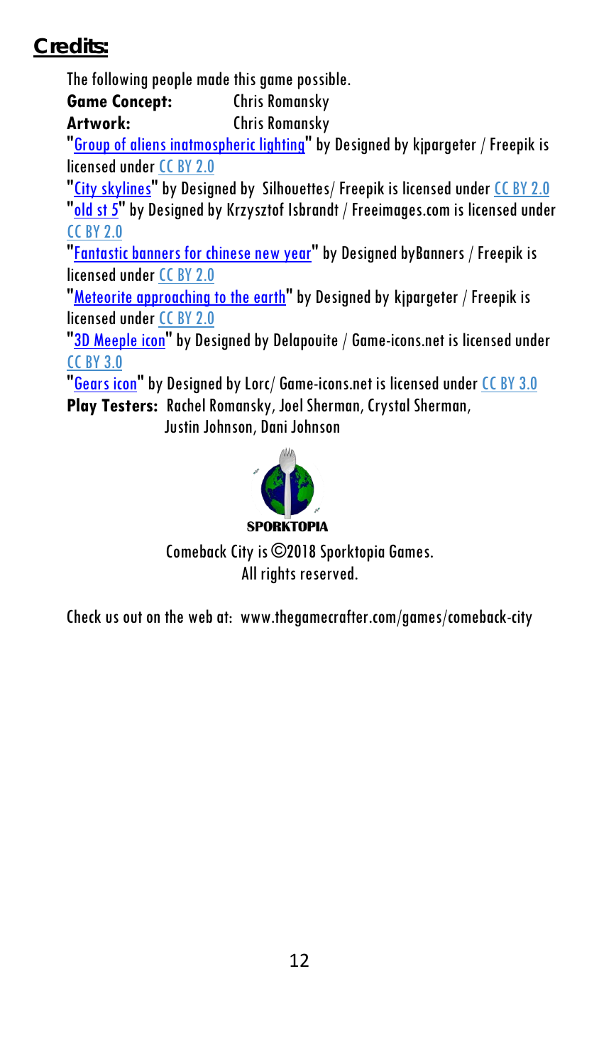## Credits:

The following people made this game possible.

**Game Concept:** Chris Romansky

**Artwork:** Chris Romansky

"Group of aliens inatmospheric lighting" by Designed by kjpargeter / Freepik is licensed under CC BY 2.0

"City skylines" by Designed by Silhouettes/ Freepik is licensed under CC BY 2.0

"old st 5" by Designed by Krzysztof Isbrandt / Freeimages.com is licensed under CC BY 2.0

"Fantastic banners for chinese new year" by Designed byBanners / Freepik is licensed under CC BY 2.0

"Meteorite approaching to the earth" by Designed by kjpargeter / Freepik is licensed under CC BY 2.0

"3D Meeple icon" by Designed by Delapouite / Game-icons.net is licensed under CC BY 3.0

"Gears icon" by Designed by Lorc/ Game-icons.net is licensed under CC BY 3.0

**Play Testers:** Rachel Romansky, Joel Sherman, Crystal Sherman, Justin Johnson, Dani Johnson

SPORKTOPIA

Comeback City is ©2018 Sporktopia Games.
All rights reserved.

Check us out on the web at: www.thegamecrafter.com/games/comeback-city